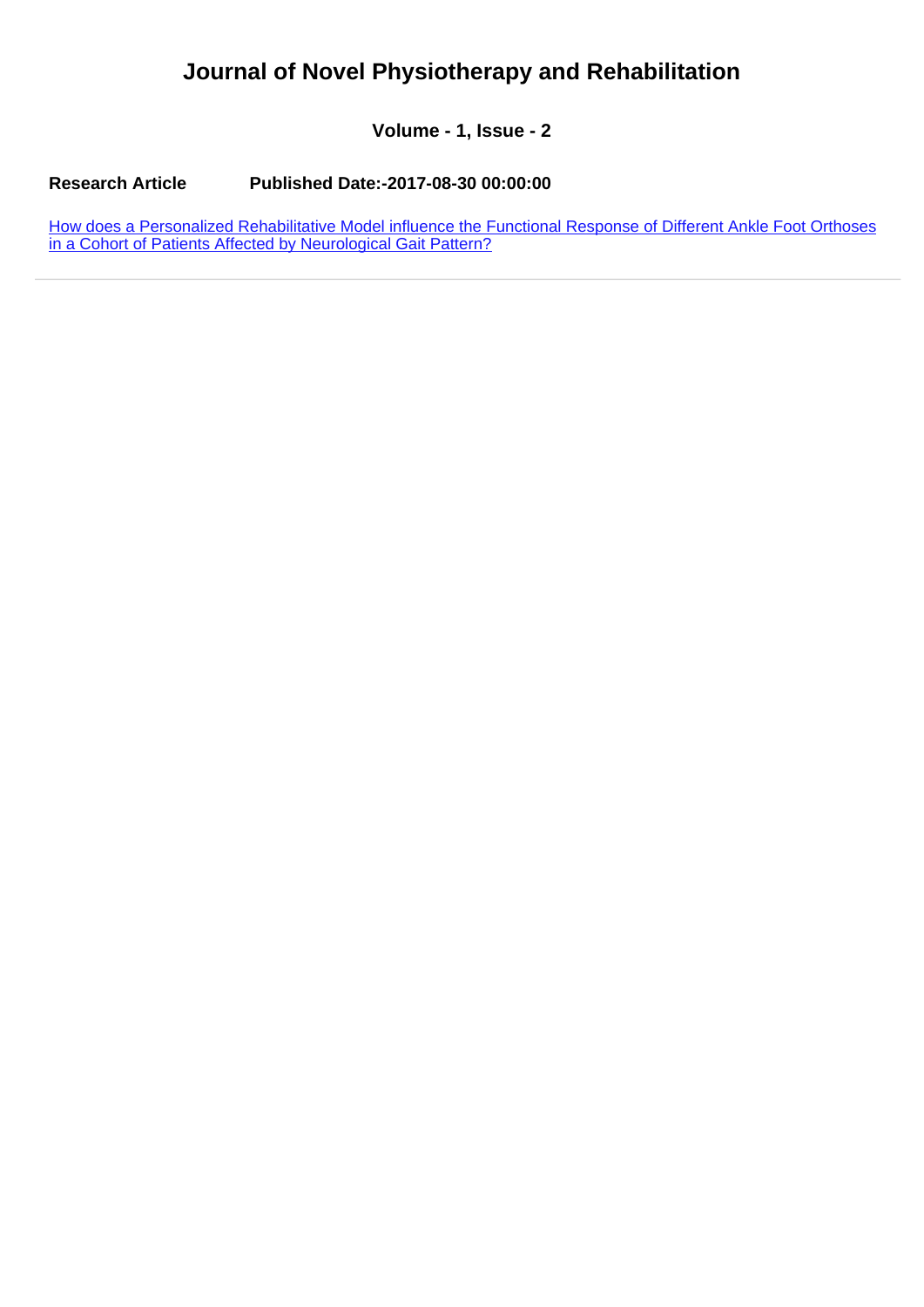# Journal of Novel Physiotherapy and Rehabilitation

**Volume - 1, Issue - 2**

**Research Article** **Published Date:-2017-08-30 00:00:00**

How does a Personalized Rehabilitative Model influence the Functional Response of Different Ankle Foot Orthoses in a Cohort of Patients Affected by Neurological Gait Pattern?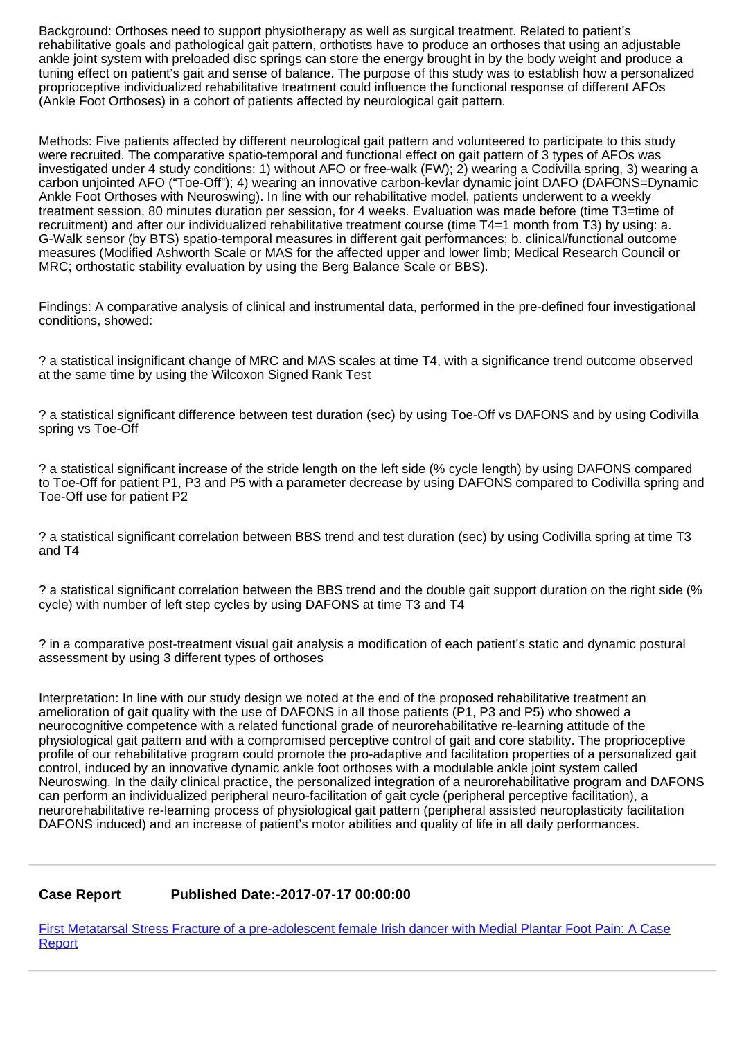Background: Orthoses need to support physiotherapy as well as surgical treatment. Related to patient's rehabilitative goals and pathological gait pattern, orthotists have to produce an orthoses that using an adjustable ankle joint system with preloaded disc springs can store the energy brought in by the body weight and produce a tuning effect on patient's gait and sense of balance. The purpose of this study was to establish how a personalized proprioceptive individualized rehabilitative treatment could influence the functional response of different AFOs (Ankle Foot Orthoses) in a cohort of patients affected by neurological gait pattern.

Methods: Five patients affected by different neurological gait pattern and volunteered to participate to this study were recruited. The comparative spatio-temporal and functional effect on gait pattern of 3 types of AFOs was investigated under 4 study conditions: 1) without AFO or free-walk (FW); 2) wearing a Codivilla spring, 3) wearing a carbon unjointed AFO ("Toe-Off"); 4) wearing an innovative carbon-kevlar dynamic joint DAFO (DAFONS=Dynamic Ankle Foot Orthoses with Neuroswing). In line with our rehabilitative model, patients underwent to a weekly treatment session, 80 minutes duration per session, for 4 weeks. Evaluation was made before (time T3=time of recruitment) and after our individualized rehabilitative treatment course (time T4=1 month from T3) by using: a. G-Walk sensor (by BTS) spatio-temporal measures in different gait performances; b. clinical/functional outcome measures (Modified Ashworth Scale or MAS for the affected upper and lower limb; Medical Research Council or MRC; orthostatic stability evaluation by using the Berg Balance Scale or BBS).

Findings: A comparative analysis of clinical and instrumental data, performed in the pre-defined four investigational conditions, showed:

? a statistical insignificant change of MRC and MAS scales at time T4, with a significance trend outcome observed at the same time by using the Wilcoxon Signed Rank Test

? a statistical significant difference between test duration (sec) by using Toe-Off vs DAFONS and by using Codivilla spring vs Toe-Off

? a statistical significant increase of the stride length on the left side (% cycle length) by using DAFONS compared to Toe-Off for patient P1, P3 and P5 with a parameter decrease by using DAFONS compared to Codivilla spring and Toe-Off use for patient P2

? a statistical significant correlation between BBS trend and test duration (sec) by using Codivilla spring at time T3 and T4

? a statistical significant correlation between the BBS trend and the double gait support duration on the right side (% cycle) with number of left step cycles by using DAFONS at time T3 and T4

? in a comparative post-treatment visual gait analysis a modification of each patient's static and dynamic postural assessment by using 3 different types of orthoses

Interpretation: In line with our study design we noted at the end of the proposed rehabilitative treatment an amelioration of gait quality with the use of DAFONS in all those patients (P1, P3 and P5) who showed a neurocognitive competence with a related functional grade of neurorehabilitative re-learning attitude of the physiological gait pattern and with a compromised perceptive control of gait and core stability. The proprioceptive profile of our rehabilitative program could promote the pro-adaptive and facilitation properties of a personalized gait control, induced by an innovative dynamic ankle foot orthoses with a modulable ankle joint system called Neuroswing. In the daily clinical practice, the personalized integration of a neurorehabilitative program and DAFONS can perform an individualized peripheral neuro-facilitation of gait cycle (peripheral perceptive facilitation), a neurorehabilitative re-learning process of physiological gait pattern (peripheral assisted neuroplasticity facilitation DAFONS induced) and an increase of patient's motor abilities and quality of life in all daily performances.

---

**Case Report** **Published Date:-2017-07-17 00:00:00**

First Metatarsal Stress Fracture of a pre-adolescent female Irish dancer with Medial Plantar Foot Pain: A Case Report

---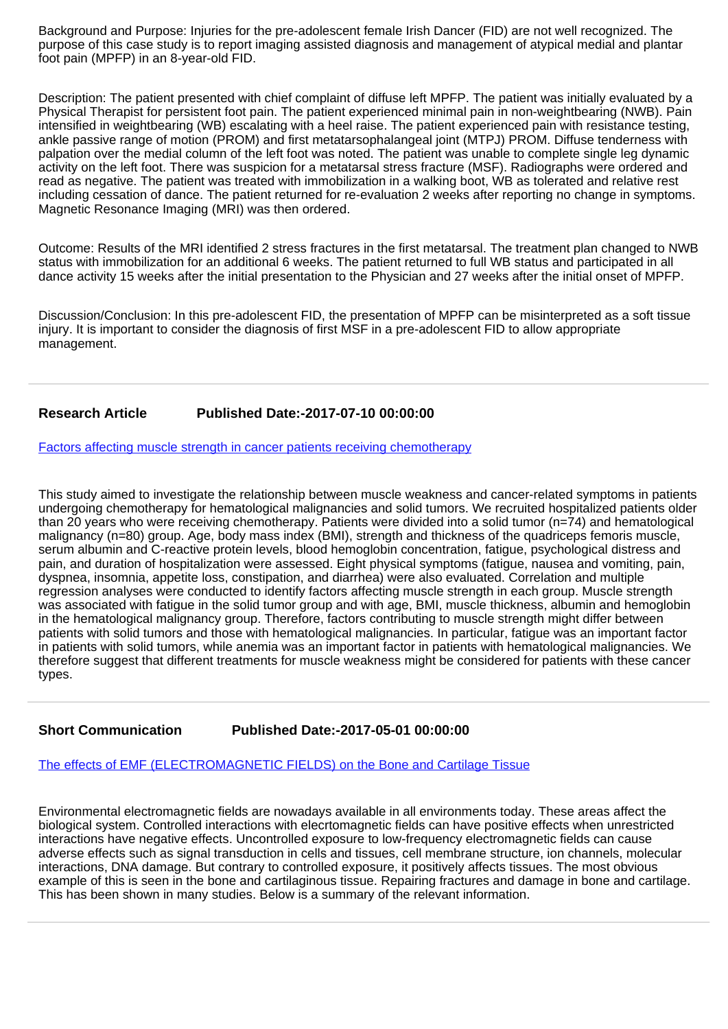Background and Purpose: Injuries for the pre-adolescent female Irish Dancer (FID) are not well recognized. The purpose of this case study is to report imaging assisted diagnosis and management of atypical medial and plantar foot pain (MPFP) in an 8-year-old FID.

Description: The patient presented with chief complaint of diffuse left MPFP. The patient was initially evaluated by a Physical Therapist for persistent foot pain. The patient experienced minimal pain in non-weightbearing (NWB). Pain intensified in weightbearing (WB) escalating with a heel raise. The patient experienced pain with resistance testing, ankle passive range of motion (PROM) and first metatarsophalangeal joint (MTPJ) PROM. Diffuse tenderness with palpation over the medial column of the left foot was noted. The patient was unable to complete single leg dynamic activity on the left foot. There was suspicion for a metatarsal stress fracture (MSF). Radiographs were ordered and read as negative. The patient was treated with immobilization in a walking boot, WB as tolerated and relative rest including cessation of dance. The patient returned for re-evaluation 2 weeks after reporting no change in symptoms. Magnetic Resonance Imaging (MRI) was then ordered.

Outcome: Results of the MRI identified 2 stress fractures in the first metatarsal. The treatment plan changed to NWB status with immobilization for an additional 6 weeks. The patient returned to full WB status and participated in all dance activity 15 weeks after the initial presentation to the Physician and 27 weeks after the initial onset of MPFP.

Discussion/Conclusion: In this pre-adolescent FID, the presentation of MPFP can be misinterpreted as a soft tissue injury. It is important to consider the diagnosis of first MSF in a pre-adolescent FID to allow appropriate management.

---

**Research Article** **Published Date:-2017-07-10 00:00:00**

Factors affecting muscle strength in cancer patients receiving chemotherapy

This study aimed to investigate the relationship between muscle weakness and cancer-related symptoms in patients undergoing chemotherapy for hematological malignancies and solid tumors. We recruited hospitalized patients older than 20 years who were receiving chemotherapy. Patients were divided into a solid tumor (n=74) and hematological malignancy (n=80) group. Age, body mass index (BMI), strength and thickness of the quadriceps femoris muscle, serum albumin and C-reactive protein levels, blood hemoglobin concentration, fatigue, psychological distress and pain, and duration of hospitalization were assessed. Eight physical symptoms (fatigue, nausea and vomiting, pain, dyspnea, insomnia, appetite loss, constipation, and diarrhea) were also evaluated. Correlation and multiple regression analyses were conducted to identify factors affecting muscle strength in each group. Muscle strength was associated with fatigue in the solid tumor group and with age, BMI, muscle thickness, albumin and hemoglobin in the hematological malignancy group. Therefore, factors contributing to muscle strength might differ between patients with solid tumors and those with hematological malignancies. In particular, fatigue was an important factor in patients with solid tumors, while anemia was an important factor in patients with hematological malignancies. We therefore suggest that different treatments for muscle weakness might be considered for patients with these cancer types.

---

**Short Communication** **Published Date:-2017-05-01 00:00:00**

The effects of EMF (ELECTROMAGNETIC FIELDS) on the Bone and Cartilage Tissue

Environmental electromagnetic fields are nowadays available in all environments today. These areas affect the biological system. Controlled interactions with elecrtomagnetic fields can have positive effects when unrestricted interactions have negative effects. Uncontrolled exposure to low-frequency electromagnetic fields can cause adverse effects such as signal transduction in cells and tissues, cell membrane structure, ion channels, molecular interactions, DNA damage. But contrary to controlled exposure, it positively affects tissues. The most obvious example of this is seen in the bone and cartilaginous tissue. Repairing fractures and damage in bone and cartilage. This has been shown in many studies. Below is a summary of the relevant information.

---